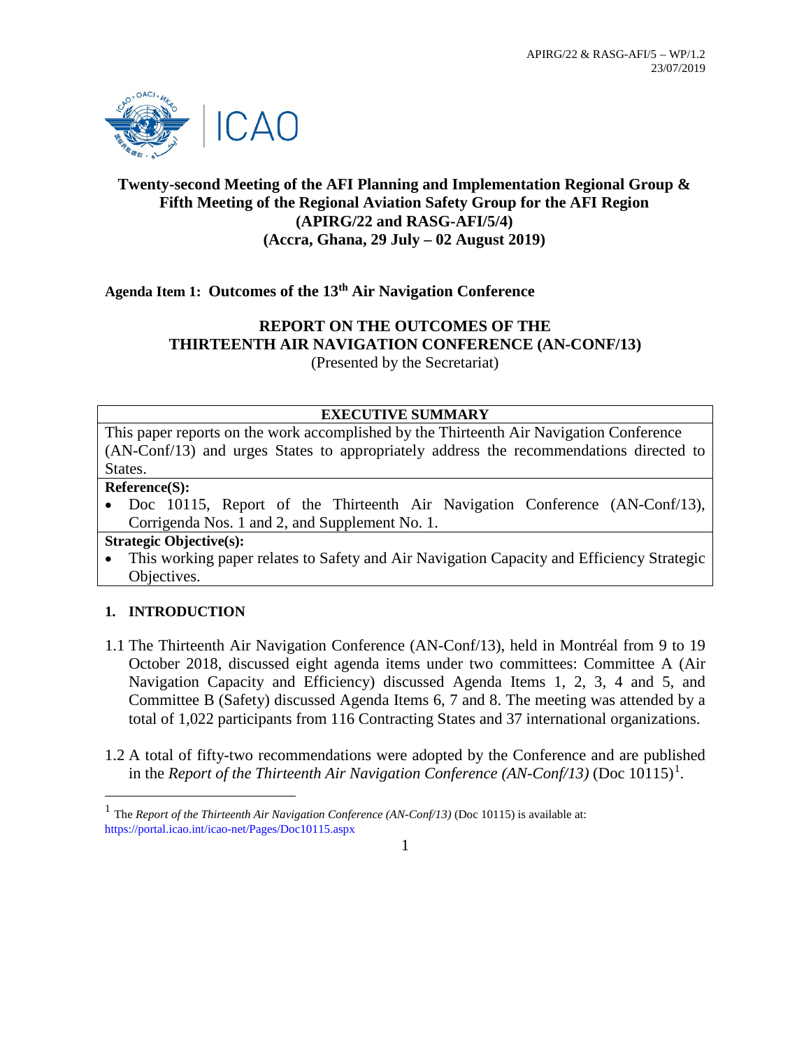APIRG/22 & RASG-AFI/5 – WP/1.2
23/07/2019

# Twenty-second Meeting of the AFI Planning and Implementation Regional Group & Fifth Meeting of the Regional Aviation Safety Group for the AFI Region (APIRG/22 and RASG-AFI/5/4) (Accra, Ghana, 29 July – 02 August 2019)

**Agenda Item 1: Outcomes of the 13th Air Navigation Conference**

## REPORT ON THE OUTCOMES OF THE THIRTEENTH AIR NAVIGATION CONFERENCE (AN-CONF/13)

(Presented by the Secretariat)

| EXECUTIVE SUMMARY |
|---|
| This paper reports on the work accomplished by the Thirteenth Air Navigation Conference (AN-Conf/13) and urges States to appropriately address the recommendations directed to States. |
| **Reference(S):**<br>• Doc 10115, Report of the Thirteenth Air Navigation Conference (AN-Conf/13), Corrigenda Nos. 1 and 2, and Supplement No. 1. |
| **Strategic Objective(s):**<br>• This working paper relates to Safety and Air Navigation Capacity and Efficiency Strategic Objectives. |

## 1. INTRODUCTION

1.1 The Thirteenth Air Navigation Conference (AN-Conf/13), held in Montréal from 9 to 19 October 2018, discussed eight agenda items under two committees: Committee A (Air Navigation Capacity and Efficiency) discussed Agenda Items 1, 2, 3, 4 and 5, and Committee B (Safety) discussed Agenda Items 6, 7 and 8. The meeting was attended by a total of 1,022 participants from 116 Contracting States and 37 international organizations.

1.2 A total of fifty-two recommendations were adopted by the Conference and are published in the *Report of the Thirteenth Air Navigation Conference (AN-Conf/13)* (Doc 10115)[1].

[1] The *Report of the Thirteenth Air Navigation Conference (AN-Conf/13)* (Doc 10115) is available at: https://portal.icao.int/icao-net/Pages/Doc10115.aspx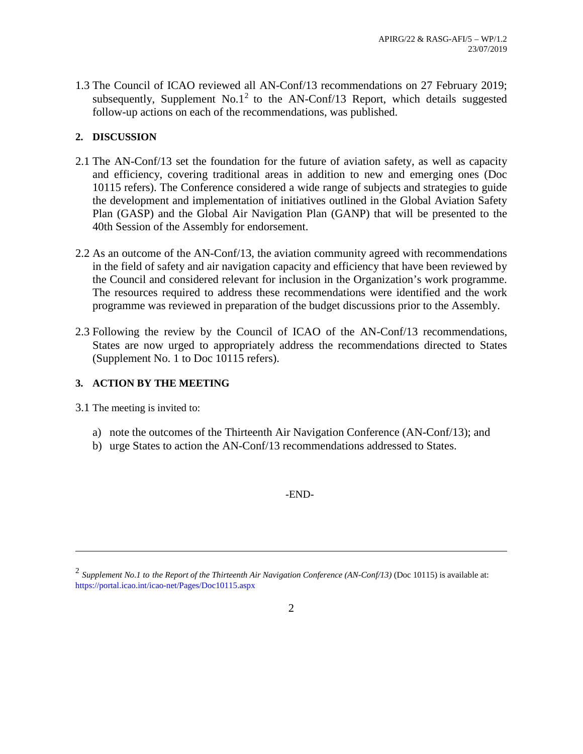1.3 The Council of ICAO reviewed all AN-Conf/13 recommendations on 27 February 2019; subsequently, Supplement No.1[2] to the AN-Conf/13 Report, which details suggested follow-up actions on each of the recommendations, was published.

## 2. DISCUSSION

2.1 The AN-Conf/13 set the foundation for the future of aviation safety, as well as capacity and efficiency, covering traditional areas in addition to new and emerging ones (Doc 10115 refers). The Conference considered a wide range of subjects and strategies to guide the development and implementation of initiatives outlined in the Global Aviation Safety Plan (GASP) and the Global Air Navigation Plan (GANP) that will be presented to the 40th Session of the Assembly for endorsement.

2.2 As an outcome of the AN-Conf/13, the aviation community agreed with recommendations in the field of safety and air navigation capacity and efficiency that have been reviewed by the Council and considered relevant for inclusion in the Organization's work programme. The resources required to address these recommendations were identified and the work programme was reviewed in preparation of the budget discussions prior to the Assembly.

2.3 Following the review by the Council of ICAO of the AN-Conf/13 recommendations, States are now urged to appropriately address the recommendations directed to States (Supplement No. 1 to Doc 10115 refers).

## 3. ACTION BY THE MEETING

3.1 The meeting is invited to:

a) note the outcomes of the Thirteenth Air Navigation Conference (AN-Conf/13); and
b) urge States to action the AN-Conf/13 recommendations addressed to States.

-END-

---

[2] *Supplement No.1 to the Report of the Thirteenth Air Navigation Conference (AN-Conf/13)* (Doc 10115) is available at: https://portal.icao.int/icao-net/Pages/Doc10115.aspx